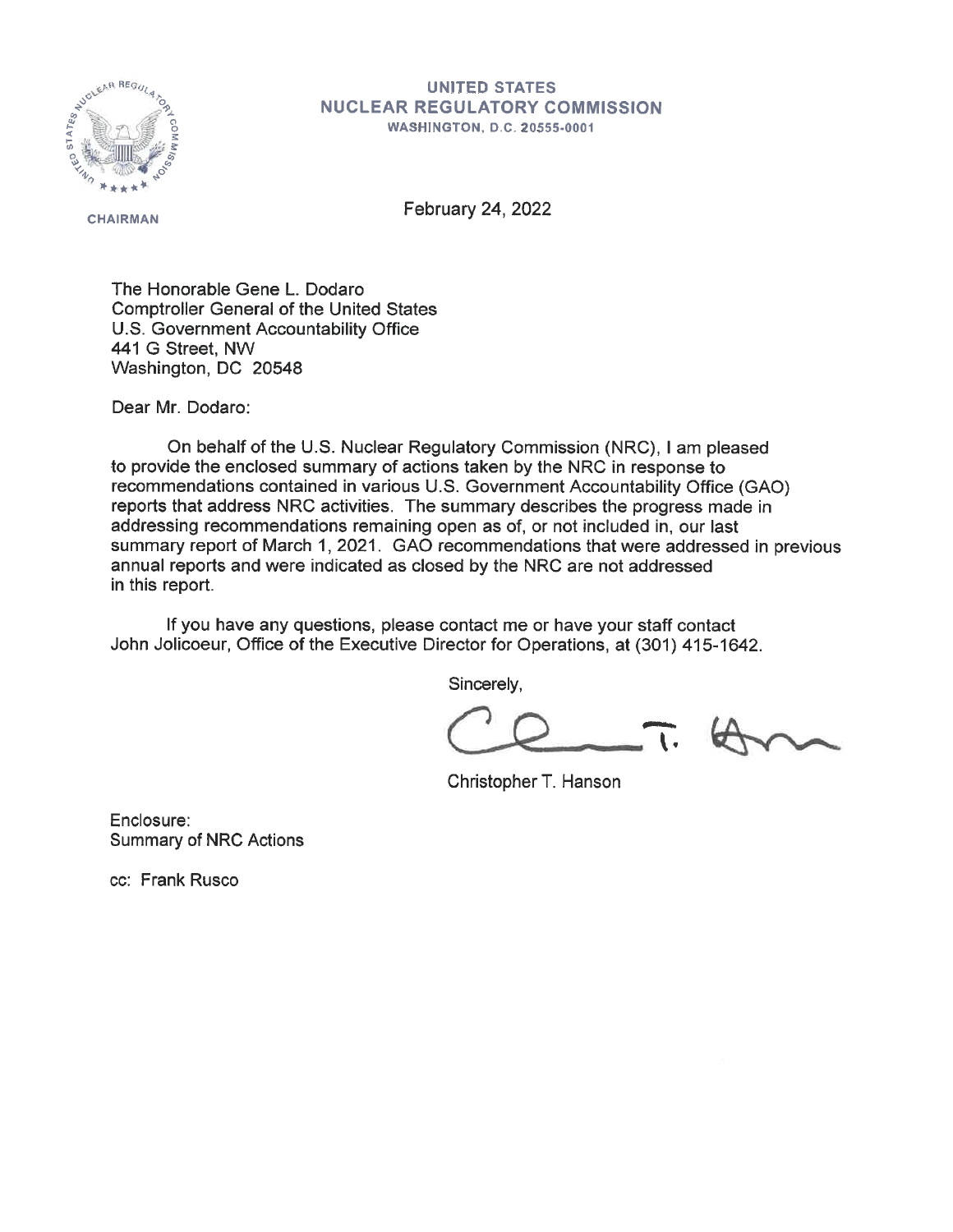**UNITED STATES**
**NUCLEAR REGULATORY COMMISSION**
**WASHINGTON, D.C. 20555-0001**

CHAIRMAN

February 24, 2022

The Honorable Gene L. Dodaro
Comptroller General of the United States
U.S. Government Accountability Office
441 G Street, NW
Washington, DC 20548

Dear Mr. Dodaro:

On behalf of the U.S. Nuclear Regulatory Commission (NRC), I am pleased to provide the enclosed summary of actions taken by the NRC in response to recommendations contained in various U.S. Government Accountability Office (GAO) reports that address NRC activities. The summary describes the progress made in addressing recommendations remaining open as of, or not included in, our last summary report of March 1, 2021. GAO recommendations that were addressed in previous annual reports and were indicated as closed by the NRC are not addressed in this report.

If you have any questions, please contact me or have your staff contact John Jolicoeur, Office of the Executive Director for Operations, at (301) 415-1642.

Sincerely,

Christopher T. Hanson

Enclosure:
Summary of NRC Actions

cc: Frank Rusco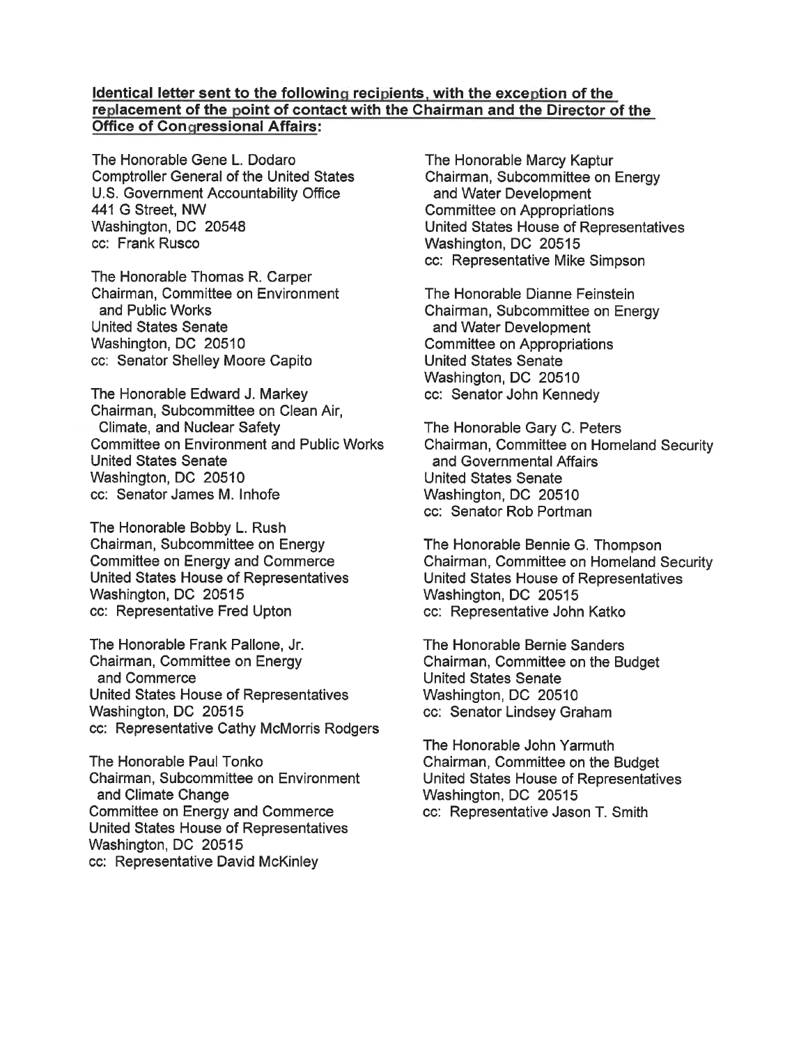**Identical letter sent to the following recipients, with the exception of the replacement of the point of contact with the Chairman and the Director of the Office of Congressional Affairs:**

The Honorable Gene L. Dodaro
Comptroller General of the United States
U.S. Government Accountability Office
441 G Street, NW
Washington, DC 20548
cc: Frank Rusco

The Honorable Thomas R. Carper
Chairman, Committee on Environment and Public Works
United States Senate
Washington, DC 20510
cc: Senator Shelley Moore Capito

The Honorable Edward J. Markey
Chairman, Subcommittee on Clean Air, Climate, and Nuclear Safety
Committee on Environment and Public Works
United States Senate
Washington, DC 20510
cc: Senator James M. Inhofe

The Honorable Bobby L. Rush
Chairman, Subcommittee on Energy
Committee on Energy and Commerce
United States House of Representatives
Washington, DC 20515
cc: Representative Fred Upton

The Honorable Frank Pallone, Jr.
Chairman, Committee on Energy and Commerce
United States House of Representatives
Washington, DC 20515
cc: Representative Cathy McMorris Rodgers

The Honorable Paul Tonko
Chairman, Subcommittee on Environment and Climate Change
Committee on Energy and Commerce
United States House of Representatives
Washington, DC 20515
cc: Representative David McKinley

The Honorable Marcy Kaptur
Chairman, Subcommittee on Energy and Water Development
Committee on Appropriations
United States House of Representatives
Washington, DC 20515
cc: Representative Mike Simpson

The Honorable Dianne Feinstein
Chairman, Subcommittee on Energy and Water Development
Committee on Appropriations
United States Senate
Washington, DC 20510
cc: Senator John Kennedy

The Honorable Gary C. Peters
Chairman, Committee on Homeland Security and Governmental Affairs
United States Senate
Washington, DC 20510
cc: Senator Rob Portman

The Honorable Bennie G. Thompson
Chairman, Committee on Homeland Security
United States House of Representatives
Washington, DC 20515
cc: Representative John Katko

The Honorable Bernie Sanders
Chairman, Committee on the Budget
United States Senate
Washington, DC 20510
cc: Senator Lindsey Graham

The Honorable John Yarmuth
Chairman, Committee on the Budget
United States House of Representatives
Washington, DC 20515
cc: Representative Jason T. Smith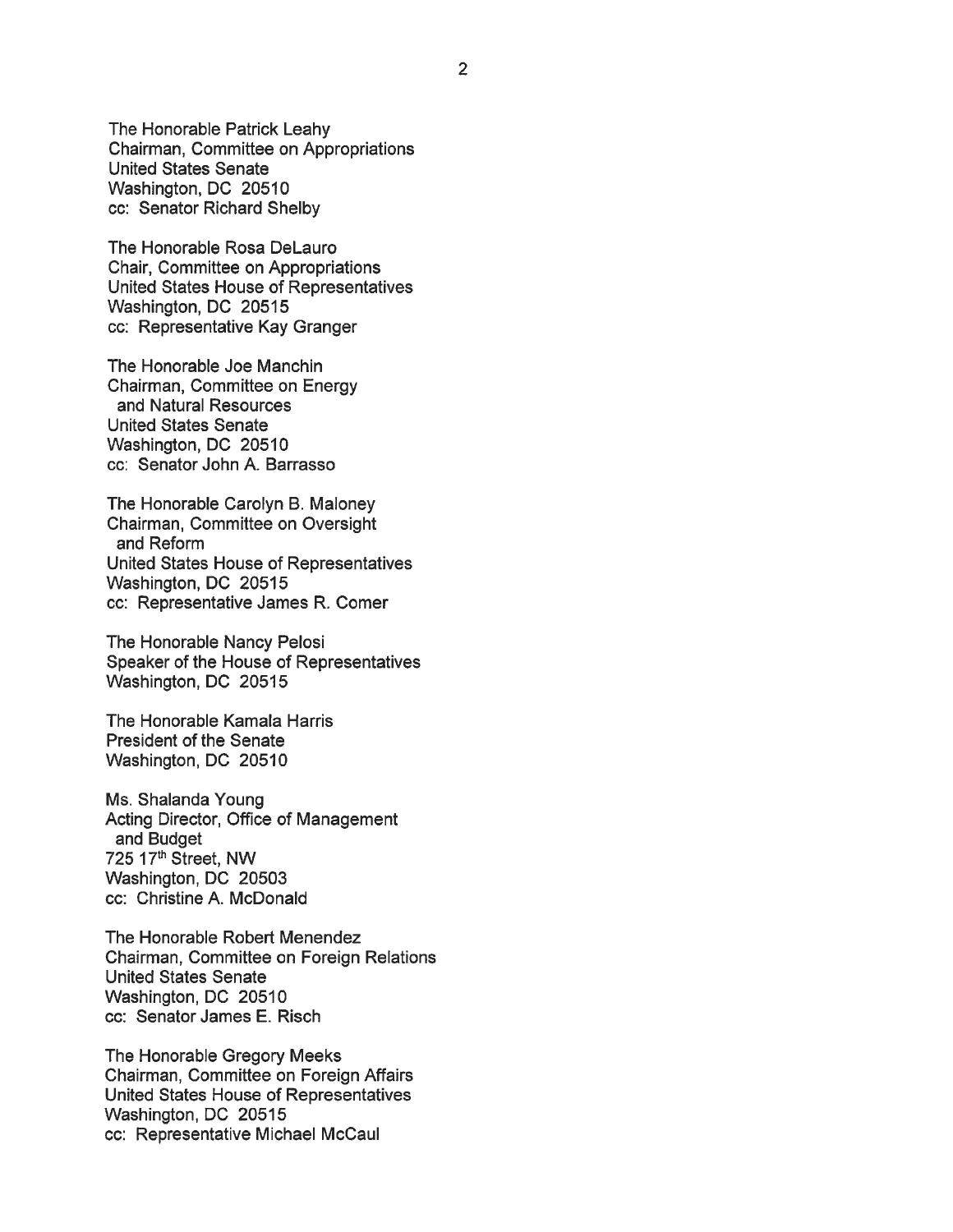The Honorable Patrick Leahy
Chairman, Committee on Appropriations
United States Senate
Washington, DC 20510
cc: Senator Richard Shelby

The Honorable Rosa DeLauro
Chair, Committee on Appropriations
United States House of Representatives
Washington, DC 20515
cc: Representative Kay Granger

The Honorable Joe Manchin
Chairman, Committee on Energy
and Natural Resources
United States Senate
Washington, DC 20510
cc: Senator John A. Barrasso

The Honorable Carolyn B. Maloney
Chairman, Committee on Oversight
and Reform
United States House of Representatives
Washington, DC 20515
cc: Representative James R. Comer

The Honorable Nancy Pelosi
Speaker of the House of Representatives
Washington, DC 20515

The Honorable Kamala Harris
President of the Senate
Washington, DC 20510

Ms. Shalanda Young
Acting Director, Office of Management
and Budget
725 17th Street, NW
Washington, DC 20503
cc: Christine A. McDonald

The Honorable Robert Menendez
Chairman, Committee on Foreign Relations
United States Senate
Washington, DC 20510
cc: Senator James E. Risch

The Honorable Gregory Meeks
Chairman, Committee on Foreign Affairs
United States House of Representatives
Washington, DC 20515
cc: Representative Michael McCaul